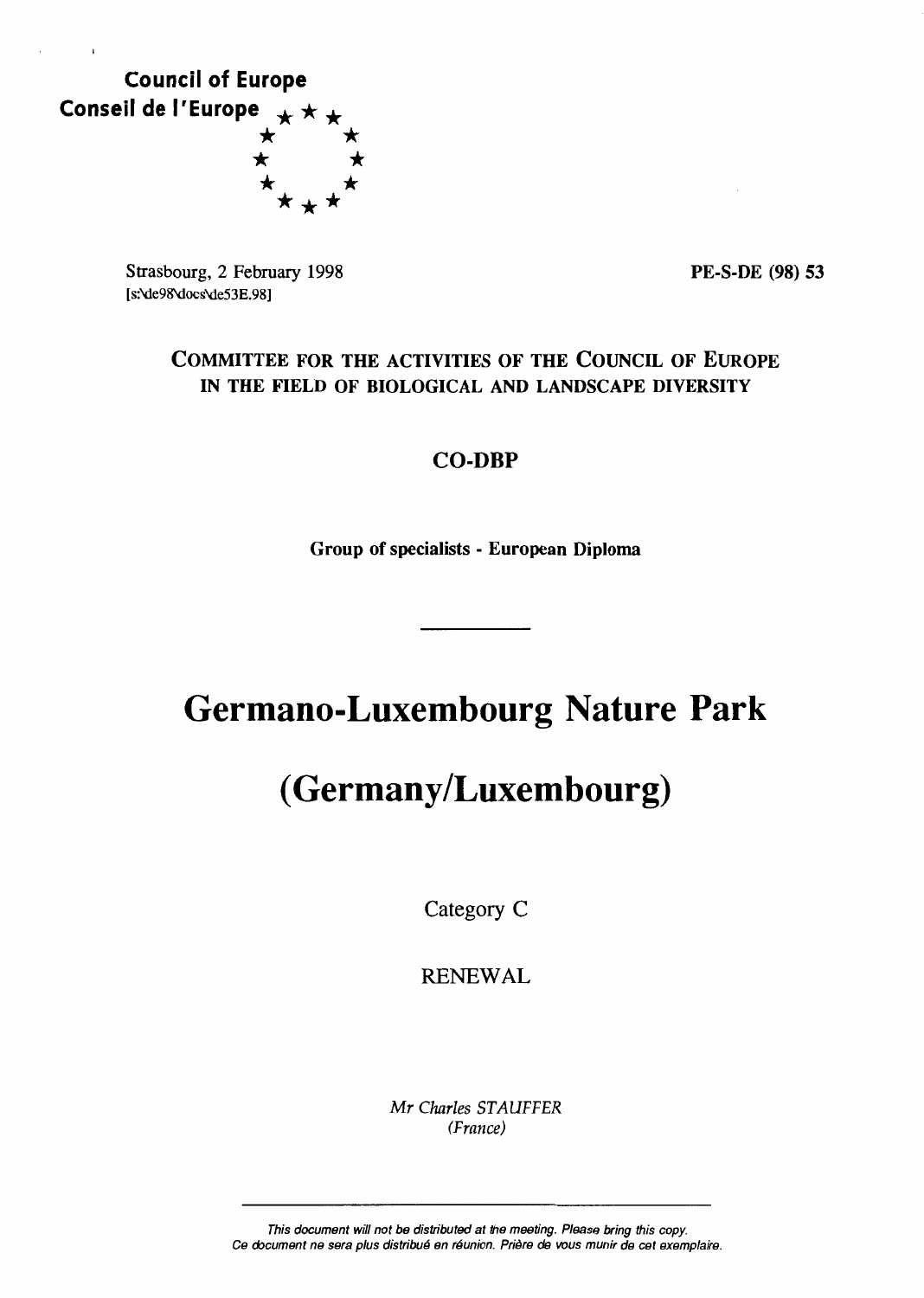**Council of Europe**
**Conseil de l'Europe**

Strasbourg, 2 February 1998
[s:\de98\docs\de53E.98]

**PE-S-DE (98) 53**

**COMMITTEE FOR THE ACTIVITIES OF THE COUNCIL OF EUROPE IN THE FIELD OF BIOLOGICAL AND LANDSCAPE DIVERSITY**

**CO-DBP**

**Group of specialists - European Diploma**

---

# Germano-Luxembourg Nature Park

# (Germany/Luxembourg)

Category C

RENEWAL

*Mr Charles STAUFFER*
*(France)*

---

*This document will not be distributed at the meeting. Please bring this copy.*
*Ce document ne sera plus distribué en réunion. Prière de vous munir de cet exemplaire.*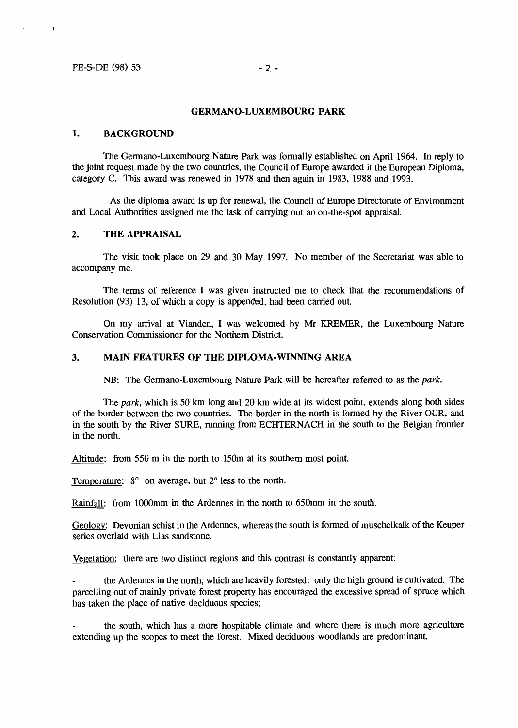## GERMANO-LUXEMBOURG PARK

### 1. BACKGROUND

The Germano-Luxembourg Nature Park was formally established on April 1964. In reply to the joint request made by the two countries, the Council of Europe awarded it the European Diploma, category C. This award was renewed in 1978 and then again in 1983, 1988 and 1993.

As the diploma award is up for renewal, the Council of Europe Directorate of Environment and Local Authorities assigned me the task of carrying out an on-the-spot appraisal.

### 2. THE APPRAISAL

The visit took place on 29 and 30 May 1997. No member of the Secretariat was able to accompany me.

The terms of reference I was given instructed me to check that the recommendations of Resolution (93) 13, of which a copy is appended, had been carried out.

On my arrival at Vianden, I was welcomed by Mr KREMER, the Luxembourg Nature Conservation Commissioner for the Northern District.

### 3. MAIN FEATURES OF THE DIPLOMA-WINNING AREA

NB: The Germano-Luxembourg Nature Park will be hereafter referred to as the *park*.

The *park*, which is 50 km long and 20 km wide at its widest point, extends along both sides of the border between the two countries. The border in the north is formed by the River OUR, and in the south by the River SURE, running from ECHTERNACH in the south to the Belgian frontier in the north.

Altitude: from 550 m in the north to 150m at its southern most point.

Temperature: 8° on average, but 2° less to the north.

Rainfall: from 1000mm in the Ardennes in the north to 650mm in the south.

Geology: Devonian schist in the Ardennes, whereas the south is formed of muschelkalk of the Keuper series overlaid with Lias sandstone.

Vegetation: there are two distinct regions and this contrast is constantly apparent:

- the Ardennes in the north, which are heavily forested: only the high ground is cultivated. The parcelling out of mainly private forest property has encouraged the excessive spread of spruce which has taken the place of native deciduous species;

- the south, which has a more hospitable climate and where there is much more agriculture extending up the scopes to meet the forest. Mixed deciduous woodlands are predominant.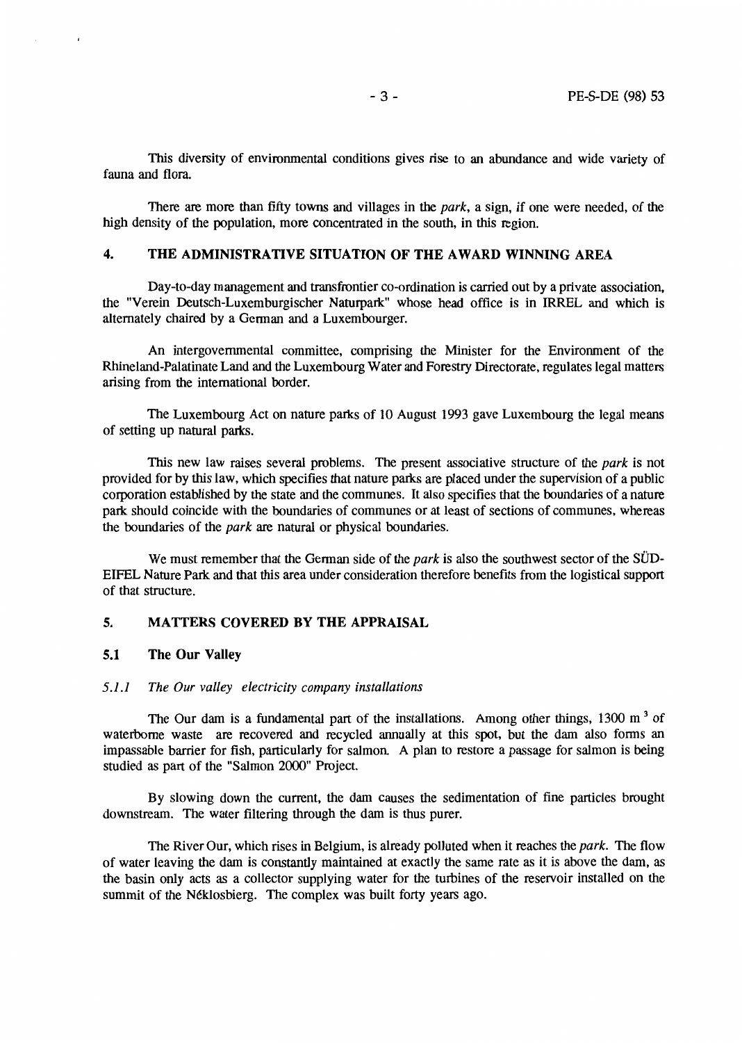This diversity of environmental conditions gives rise to an abundance and wide variety of fauna and flora.

There are more than fifty towns and villages in the *park*, a sign, if one were needed, of the high density of the population, more concentrated in the south, in this region.

## 4. THE ADMINISTRATIVE SITUATION OF THE AWARD WINNING AREA

Day-to-day management and transfrontier co-ordination is carried out by a private association, the "Verein Deutsch-Luxemburgischer Naturpark" whose head office is in IRREL and which is alternately chaired by a German and a Luxembourger.

An intergovernmental committee, comprising the Minister for the Environment of the Rhineland-Palatinate Land and the Luxembourg Water and Forestry Directorate, regulates legal matters arising from the international border.

The Luxembourg Act on nature parks of 10 August 1993 gave Luxembourg the legal means of setting up natural parks.

This new law raises several problems. The present associative structure of the *park* is not provided for by this law, which specifies that nature parks are placed under the supervision of a public corporation established by the state and the communes. It also specifies that the boundaries of a nature park should coincide with the boundaries of communes or at least of sections of communes, whereas the boundaries of the *park* are natural or physical boundaries.

We must remember that the German side of the *park* is also the southwest sector of the SÜD-EIFEL Nature Park and that this area under consideration therefore benefits from the logistical support of that structure.

## 5. MATTERS COVERED BY THE APPRAISAL

### 5.1 The Our Valley

#### *5.1.1 The Our valley electricity company installations*

The Our dam is a fundamental part of the installations. Among other things, 1300 $m^3$ of waterborne waste are recovered and recycled annually at this spot, but the dam also forms an impassable barrier for fish, particularly for salmon. A plan to restore a passage for salmon is being studied as part of the "Salmon 2000" Project.

By slowing down the current, the dam causes the sedimentation of fine particles brought downstream. The water filtering through the dam is thus purer.

The River Our, which rises in Belgium, is already polluted when it reaches the *park*. The flow of water leaving the dam is constantly maintained at exactly the same rate as it is above the dam, as the basin only acts as a collector supplying water for the turbines of the reservoir installed on the summit of the Néklosbierg. The complex was built forty years ago.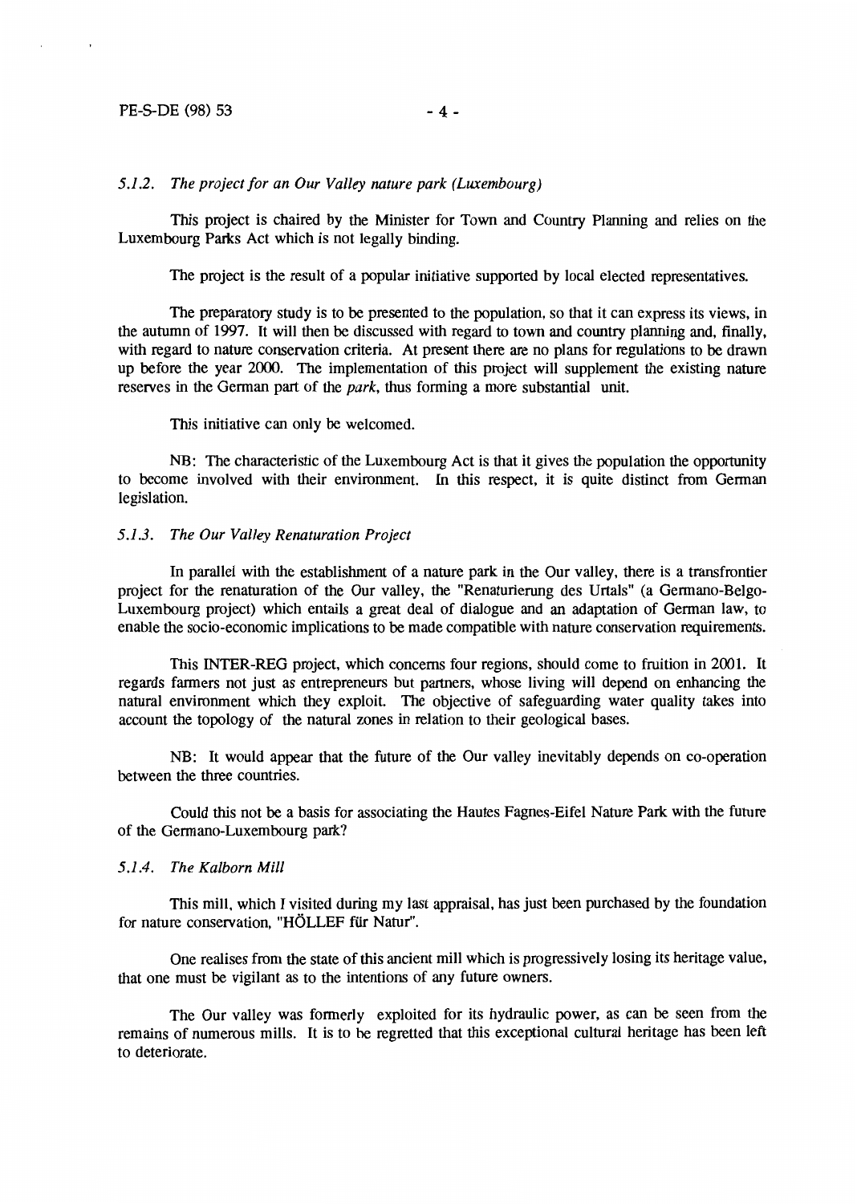### *5.1.2. The project for an Our Valley nature park (Luxembourg)*

This project is chaired by the Minister for Town and Country Planning and relies on the Luxembourg Parks Act which is not legally binding.

The project is the result of a popular initiative supported by local elected representatives.

The preparatory study is to be presented to the population, so that it can express its views, in the autumn of 1997. It will then be discussed with regard to town and country planning and, finally, with regard to nature conservation criteria. At present there are no plans for regulations to be drawn up before the year 2000. The implementation of this project will supplement the existing nature reserves in the German part of the *park*, thus forming a more substantial unit.

This initiative can only be welcomed.

NB: The characteristic of the Luxembourg Act is that it gives the population the opportunity to become involved with their environment. In this respect, it is quite distinct from German legislation.

### *5.1.3. The Our Valley Renaturation Project*

In parallel with the establishment of a nature park in the Our valley, there is a transfrontier project for the renaturation of the Our valley, the "Renaturierung des Urtals" (a Germano-Belgo-Luxembourg project) which entails a great deal of dialogue and an adaptation of German law, to enable the socio-economic implications to be made compatible with nature conservation requirements.

This INTER-REG project, which concerns four regions, should come to fruition in 2001. It regards farmers not just as entrepreneurs but partners, whose living will depend on enhancing the natural environment which they exploit. The objective of safeguarding water quality takes into account the topology of the natural zones in relation to their geological bases.

NB: It would appear that the future of the Our valley inevitably depends on co-operation between the three countries.

Could this not be a basis for associating the Hautes Fagnes-Eifel Nature Park with the future of the Germano-Luxembourg park?

### *5.1.4. The Kalborn Mill*

This mill, which I visited during my last appraisal, has just been purchased by the foundation for nature conservation, "HÖLLEF für Natur".

One realises from the state of this ancient mill which is progressively losing its heritage value, that one must be vigilant as to the intentions of any future owners.

The Our valley was formerly exploited for its hydraulic power, as can be seen from the remains of numerous mills. It is to be regretted that this exceptional cultural heritage has been left to deteriorate.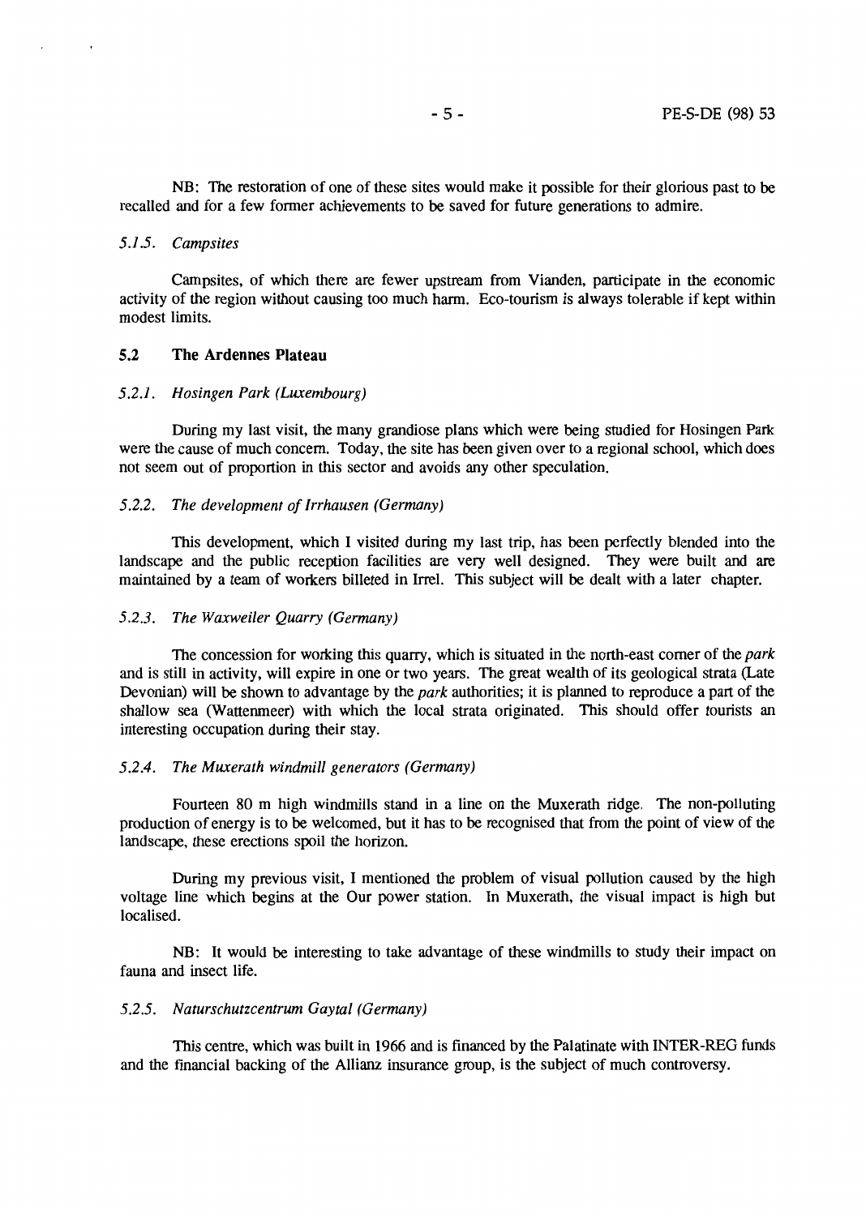NB: The restoration of one of these sites would make it possible for their glorious past to be recalled and for a few former achievements to be saved for future generations to admire.

#### *5.1.5. Campsites*

Campsites, of which there are fewer upstream from Vianden, participate in the economic activity of the region without causing too much harm. Eco-tourism is always tolerable if kept within modest limits.

### 5.2 The Ardennes Plateau

#### *5.2.1. Hosingen Park (Luxembourg)*

During my last visit, the many grandiose plans which were being studied for Hosingen Park were the cause of much concern. Today, the site has been given over to a regional school, which does not seem out of proportion in this sector and avoids any other speculation.

#### *5.2.2. The development of Irrhausen (Germany)*

This development, which I visited during my last trip, has been perfectly blended into the landscape and the public reception facilities are very well designed. They were built and are maintained by a team of workers billeted in Irrel. This subject will be dealt with a later chapter.

#### *5.2.3. The Waxweiler Quarry (Germany)*

The concession for working this quarry, which is situated in the north-east corner of the *park* and is still in activity, will expire in one or two years. The great wealth of its geological strata (Late Devonian) will be shown to advantage by the *park* authorities; it is planned to reproduce a part of the shallow sea (Wattenmeer) with which the local strata originated. This should offer tourists an interesting occupation during their stay.

#### *5.2.4. The Muxerath windmill generators (Germany)*

Fourteen 80 m high windmills stand in a line on the Muxerath ridge. The non-polluting production of energy is to be welcomed, but it has to be recognised that from the point of view of the landscape, these erections spoil the horizon.

During my previous visit, I mentioned the problem of visual pollution caused by the high voltage line which begins at the Our power station. In Muxerath, the visual impact is high but localised.

NB: It would be interesting to take advantage of these windmills to study their impact on fauna and insect life.

#### *5.2.5. Naturschutzcentrum Gaytal (Germany)*

This centre, which was built in 1966 and is financed by the Palatinate with INTER-REG funds and the financial backing of the Allianz insurance group, is the subject of much controversy.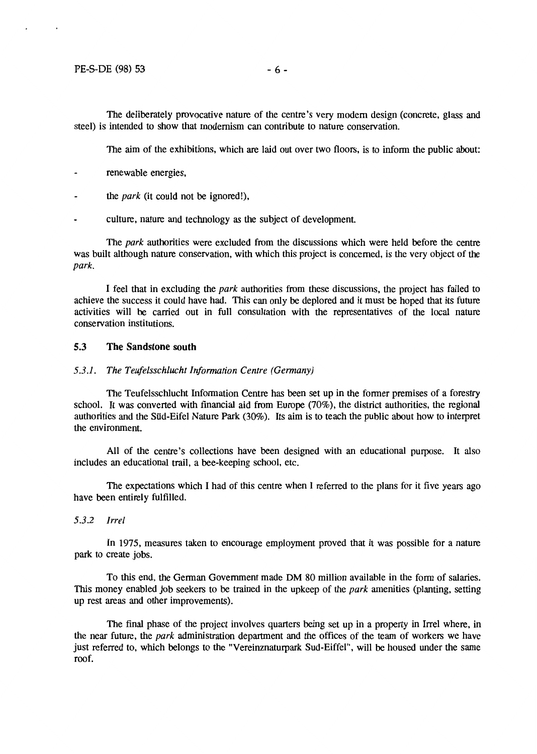The deliberately provocative nature of the centre's very modern design (concrete, glass and steel) is intended to show that modernism can contribute to nature conservation.

The aim of the exhibitions, which are laid out over two floors, is to inform the public about:

- renewable energies,
- the *park* (it could not be ignored!),
- culture, nature and technology as the subject of development.

The *park* authorities were excluded from the discussions which were held before the centre was built although nature conservation, with which this project is concerned, is the very object of the *park*.

I feel that in excluding the *park* authorities from these discussions, the project has failed to achieve the success it could have had. This can only be deplored and it must be hoped that its future activities will be carried out in full consultation with the representatives of the local nature conservation institutions.

## 5.3 The Sandstone south

### *5.3.1. The Teufelsschlucht Information Centre (Germany)*

The Teufelsschlucht Information Centre has been set up in the former premises of a forestry school. It was converted with financial aid from Europe (70%), the district authorities, the regional authorities and the Süd-Eifel Nature Park (30%). Its aim is to teach the public about how to interpret the environment.

All of the centre's collections have been designed with an educational purpose. It also includes an educational trail, a bee-keeping school, etc.

The expectations which I had of this centre when I referred to the plans for it five years ago have been entirely fulfilled.

### *5.3.2 Irrel*

In 1975, measures taken to encourage employment proved that it was possible for a nature park to create jobs.

To this end, the German Government made DM 80 million available in the form of salaries. This money enabled job seekers to be trained in the upkeep of the *park* amenities (planting, setting up rest areas and other improvements).

The final phase of the project involves quarters being set up in a property in Irrel where, in the near future, the *park* administration department and the offices of the team of workers we have just referred to, which belongs to the "Vereinznaturpark Sud-Eiffel", will be housed under the same roof.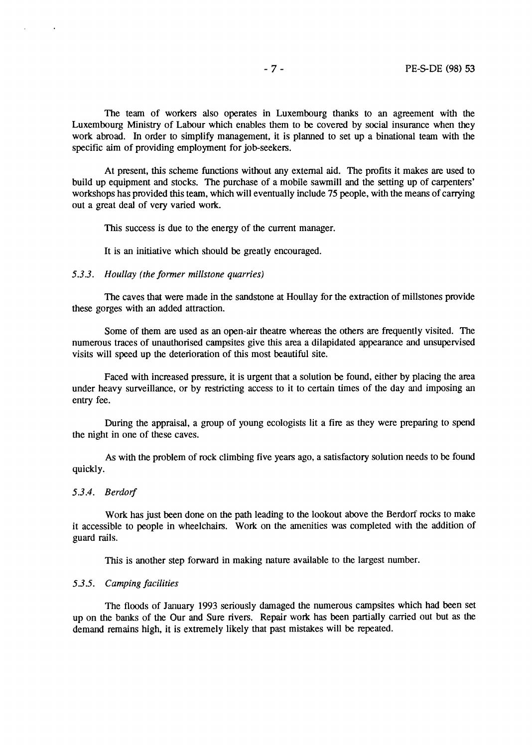The team of workers also operates in Luxembourg thanks to an agreement with the Luxembourg Ministry of Labour which enables them to be covered by social insurance when they work abroad. In order to simplify management, it is planned to set up a binational team with the specific aim of providing employment for job-seekers.

At present, this scheme functions without any external aid. The profits it makes are used to build up equipment and stocks. The purchase of a mobile sawmill and the setting up of carpenters' workshops has provided this team, which will eventually include 75 people, with the means of carrying out a great deal of very varied work.

This success is due to the energy of the current manager.

It is an initiative which should be greatly encouraged.

#### *5.3.3. Houllay (the former millstone quarries)*

The caves that were made in the sandstone at Houllay for the extraction of millstones provide these gorges with an added attraction.

Some of them are used as an open-air theatre whereas the others are frequently visited. The numerous traces of unauthorised campsites give this area a dilapidated appearance and unsupervised visits will speed up the deterioration of this most beautiful site.

Faced with increased pressure, it is urgent that a solution be found, either by placing the area under heavy surveillance, or by restricting access to it to certain times of the day and imposing an entry fee.

During the appraisal, a group of young ecologists lit a fire as they were preparing to spend the night in one of these caves.

As with the problem of rock climbing five years ago, a satisfactory solution needs to be found quickly.

#### *5.3.4. Berdorf*

Work has just been done on the path leading to the lookout above the Berdorf rocks to make it accessible to people in wheelchairs. Work on the amenities was completed with the addition of guard rails.

This is another step forward in making nature available to the largest number.

#### *5.3.5. Camping facilities*

The floods of January 1993 seriously damaged the numerous campsites which had been set up on the banks of the Our and Sure rivers. Repair work has been partially carried out but as the demand remains high, it is extremely likely that past mistakes will be repeated.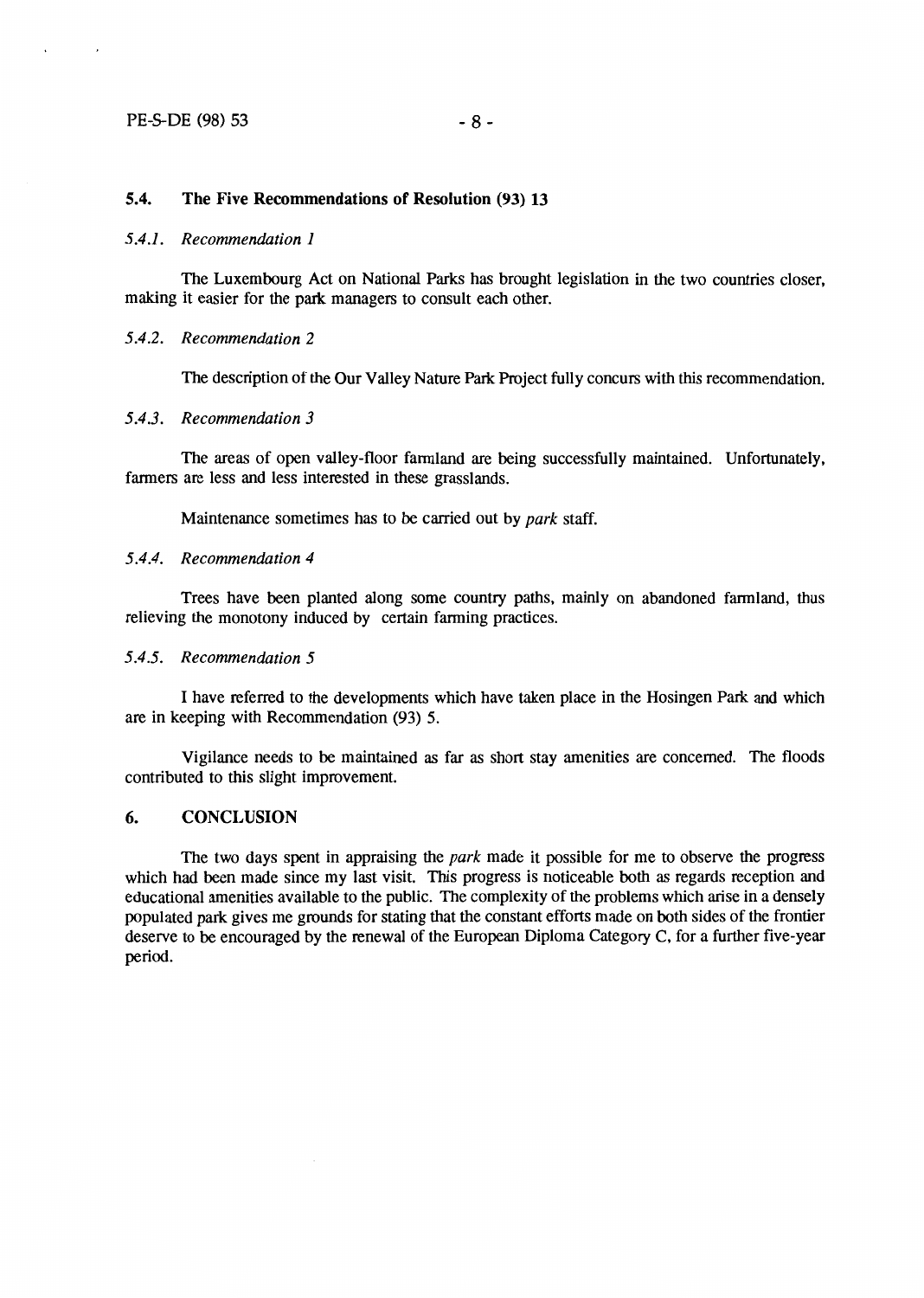### 5.4. The Five Recommendations of Resolution (93) 13

#### *5.4.1. Recommendation 1*

The Luxembourg Act on National Parks has brought legislation in the two countries closer, making it easier for the park managers to consult each other.

#### *5.4.2. Recommendation 2*

The description of the Our Valley Nature Park Project fully concurs with this recommendation.

#### *5.4.3. Recommendation 3*

The areas of open valley-floor farmland are being successfully maintained. Unfortunately, farmers are less and less interested in these grasslands.

Maintenance sometimes has to be carried out by *park* staff.

#### *5.4.4. Recommendation 4*

Trees have been planted along some country paths, mainly on abandoned farmland, thus relieving the monotony induced by certain farming practices.

#### *5.4.5. Recommendation 5*

I have referred to the developments which have taken place in the Hosingen Park and which are in keeping with Recommendation (93) 5.

Vigilance needs to be maintained as far as short stay amenities are concerned. The floods contributed to this slight improvement.

## 6. CONCLUSION

The two days spent in appraising the *park* made it possible for me to observe the progress which had been made since my last visit. This progress is noticeable both as regards reception and educational amenities available to the public. The complexity of the problems which arise in a densely populated park gives me grounds for stating that the constant efforts made on both sides of the frontier deserve to be encouraged by the renewal of the European Diploma Category C, for a further five-year period.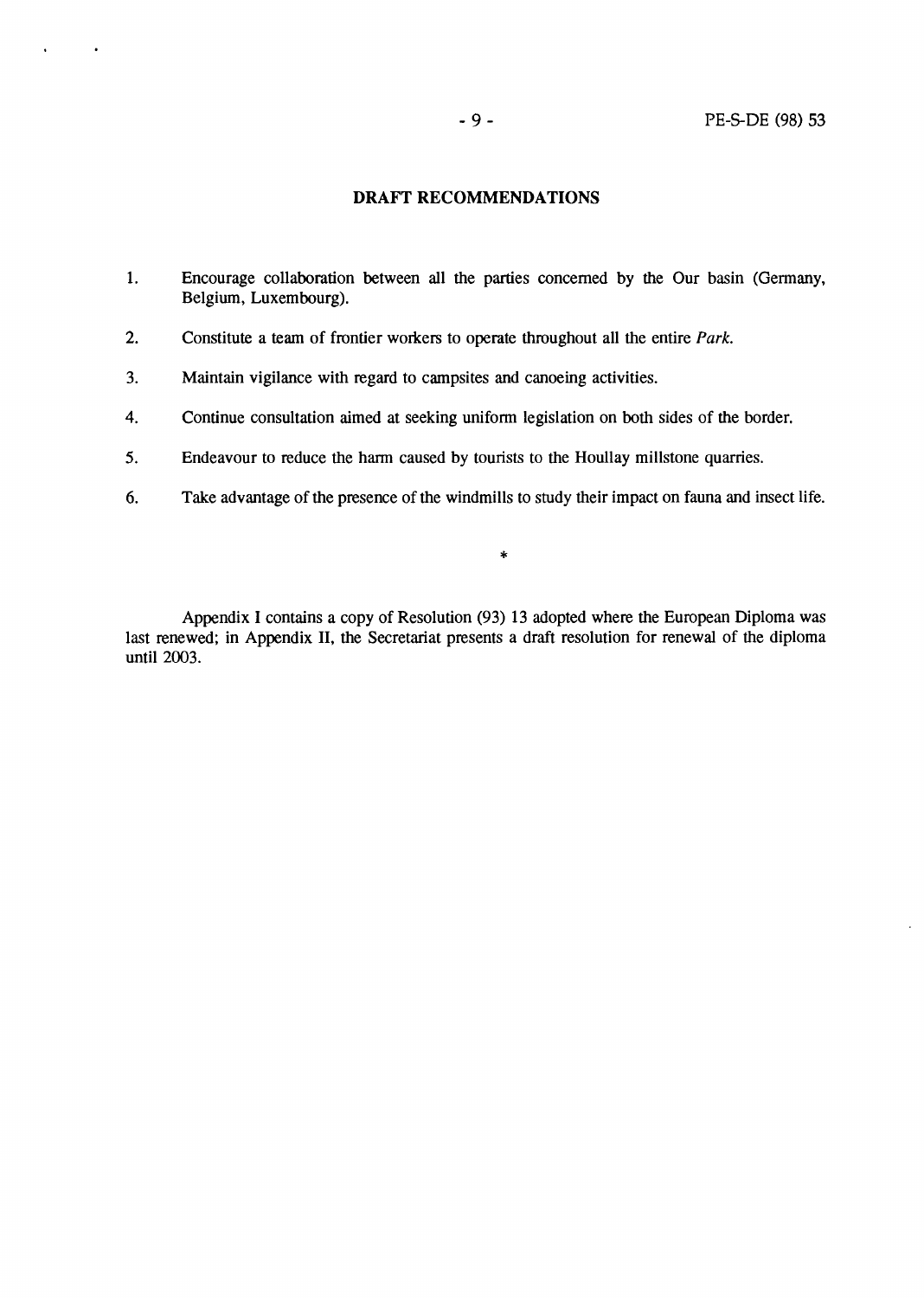## DRAFT RECOMMENDATIONS

1. Encourage collaboration between all the parties concerned by the Our basin (Germany, Belgium, Luxembourg).

2. Constitute a team of frontier workers to operate throughout all the entire *Park*.

3. Maintain vigilance with regard to campsites and canoeing activities.

4. Continue consultation aimed at seeking uniform legislation on both sides of the border.

5. Endeavour to reduce the harm caused by tourists to the Houllay millstone quarries.

6. Take advantage of the presence of the windmills to study their impact on fauna and insect life.

*

Appendix I contains a copy of Resolution (93) 13 adopted where the European Diploma was last renewed; in Appendix II, the Secretariat presents a draft resolution for renewal of the diploma until 2003.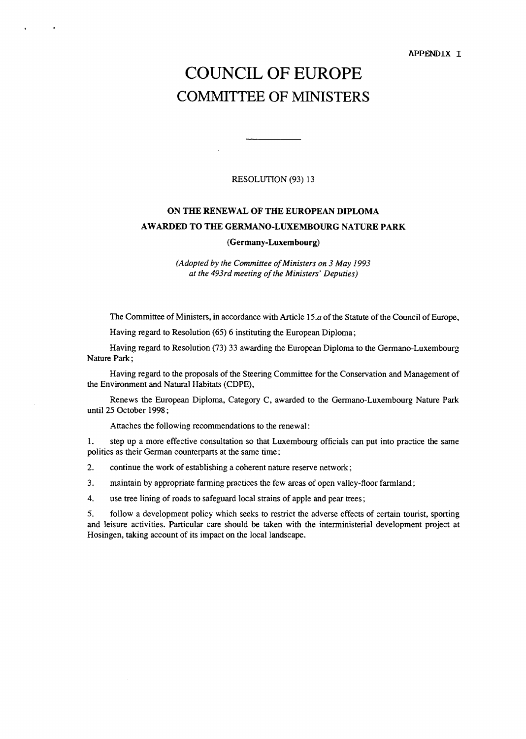APPENDIX I

# COUNCIL OF EUROPE
## COMMITTEE OF MINISTERS

---

RESOLUTION (93) 13

### ON THE RENEWAL OF THE EUROPEAN DIPLOMA AWARDED TO THE GERMANO-LUXEMBOURG NATURE PARK

**(Germany-Luxembourg)**

*(Adopted by the Committee of Ministers on 3 May 1993 at the 493rd meeting of the Ministers' Deputies)*

The Committee of Ministers, in accordance with Article 15.*a* of the Statute of the Council of Europe,

Having regard to Resolution (65) 6 instituting the European Diploma;

Having regard to Resolution (73) 33 awarding the European Diploma to the Germano-Luxembourg Nature Park;

Having regard to the proposals of the Steering Committee for the Conservation and Management of the Environment and Natural Habitats (CDPE),

Renews the European Diploma, Category C, awarded to the Germano-Luxembourg Nature Park until 25 October 1998;

Attaches the following recommendations to the renewal:

1. step up a more effective consultation so that Luxembourg officials can put into practice the same politics as their German counterparts at the same time;

2. continue the work of establishing a coherent nature reserve network;

3. maintain by appropriate farming practices the few areas of open valley-floor farmland;

4. use tree lining of roads to safeguard local strains of apple and pear trees;

5. follow a development policy which seeks to restrict the adverse effects of certain tourist, sporting and leisure activities. Particular care should be taken with the interministerial development project at Hosingen, taking account of its impact on the local landscape.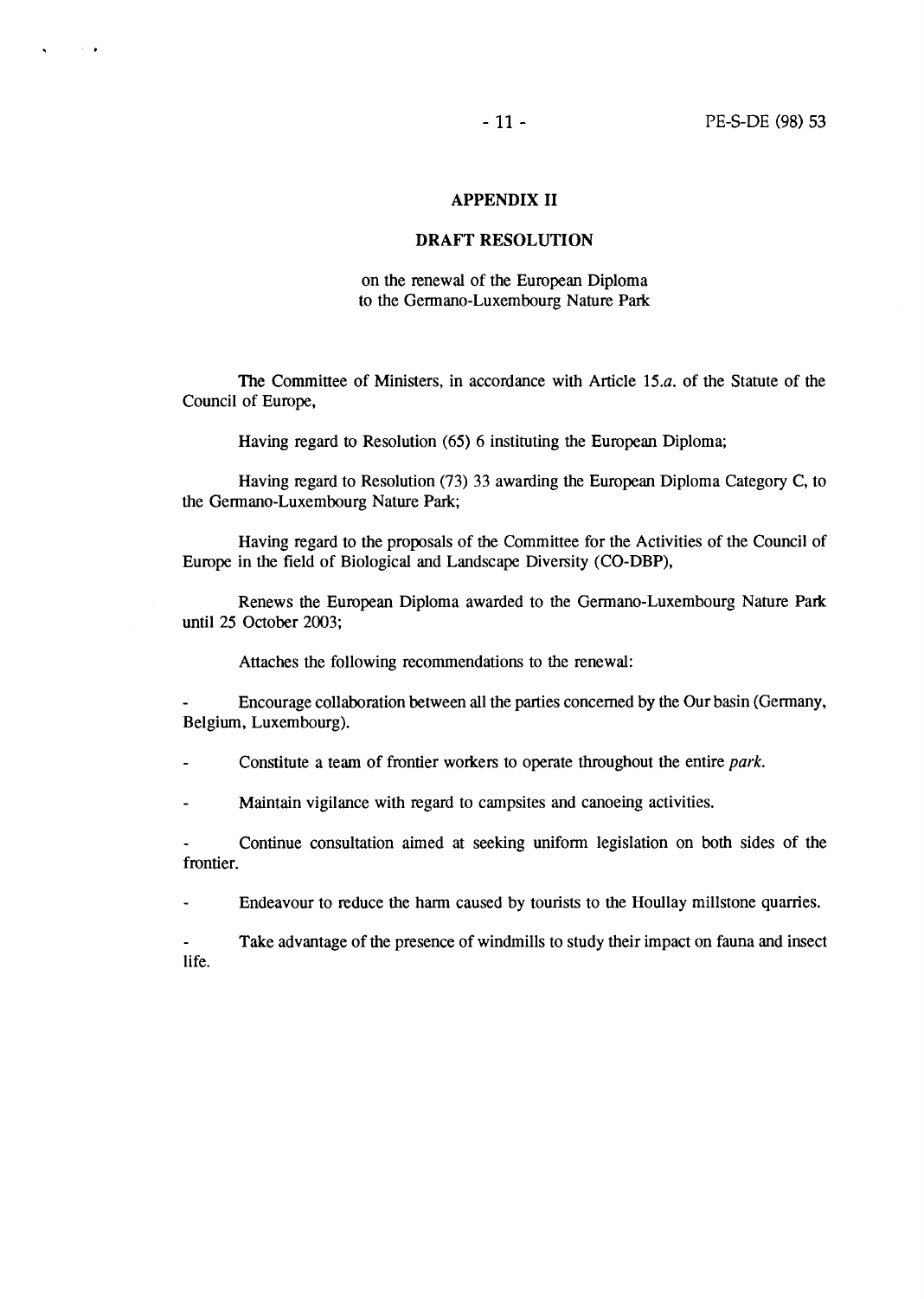## APPENDIX II

## DRAFT RESOLUTION

on the renewal of the European Diploma
to the Germano-Luxembourg Nature Park

The Committee of Ministers, in accordance with Article 15.*a*. of the Statute of the Council of Europe,

Having regard to Resolution (65) 6 instituting the European Diploma;

Having regard to Resolution (73) 33 awarding the European Diploma Category C, to the Germano-Luxembourg Nature Park;

Having regard to the proposals of the Committee for the Activities of the Council of Europe in the field of Biological and Landscape Diversity (CO-DBP),

Renews the European Diploma awarded to the Germano-Luxembourg Nature Park until 25 October 2003;

Attaches the following recommendations to the renewal:

- Encourage collaboration between all the parties concerned by the Our basin (Germany, Belgium, Luxembourg).
- Constitute a team of frontier workers to operate throughout the entire *park*.
- Maintain vigilance with regard to campsites and canoeing activities.
- Continue consultation aimed at seeking uniform legislation on both sides of the frontier.
- Endeavour to reduce the harm caused by tourists to the Houllay millstone quarries.
- Take advantage of the presence of windmills to study their impact on fauna and insect life.